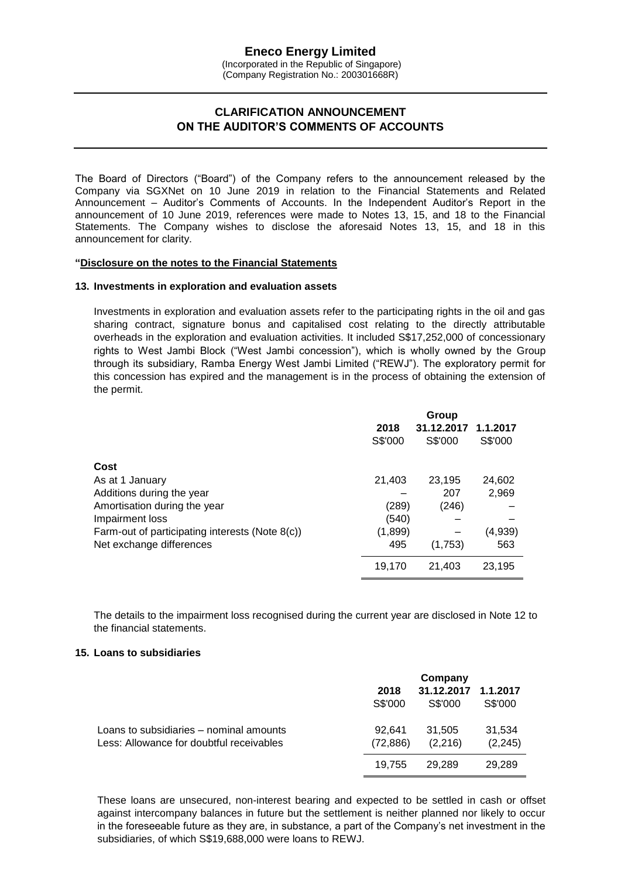# Eneco Energy Limited

(Incorporated in the Republic of Singapore)
(Company Registration No.: 200301668R)

## CLARIFICATION ANNOUNCEMENT ON THE AUDITOR'S COMMENTS OF ACCOUNTS

The Board of Directors ("Board") of the Company refers to the announcement released by the Company via SGXNet on 10 June 2019 in relation to the Financial Statements and Related Announcement – Auditor's Comments of Accounts. In the Independent Auditor's Report in the announcement of 10 June 2019, references were made to Notes 13, 15, and 18 to the Financial Statements. The Company wishes to disclose the aforesaid Notes 13, 15, and 18 in this announcement for clarity.

**"<u>Disclosure on the notes to the Financial Statements</u>**

### 13. Investments in exploration and evaluation assets

Investments in exploration and evaluation assets refer to the participating rights in the oil and gas sharing contract, signature bonus and capitalised cost relating to the directly attributable overheads in the exploration and evaluation activities. It included S$17,252,000 of concessionary rights to West Jambi Block ("West Jambi concession"), which is wholly owned by the Group through its subsidiary, Ramba Energy West Jambi Limited ("REWJ"). The exploratory permit for this concession has expired and the management is in the process of obtaining the extension of the permit.

| | Group | | |
|---|---|---|---|
| | 2018 | 31.12.2017 | 1.1.2017 |
| | S$'000 | S$'000 | S$'000 |
| **Cost** | | | |
| As at 1 January | 21,403 | 23,195 | 24,602 |
| Additions during the year | – | 207 | 2,969 |
| Amortisation during the year | (289) | (246) | – |
| Impairment loss | (540) | – | – |
| Farm-out of participating interests (Note 8(c)) | (1,899) | – | (4,939) |
| Net exchange differences | 495 | (1,753) | 563 |
| | 19,170 | 21,403 | 23,195 |

The details to the impairment loss recognised during the current year are disclosed in Note 12 to the financial statements.

### 15. Loans to subsidiaries

| | Company | | |
|---|---|---|---|
| | 2018 | 31.12.2017 | 1.1.2017 |
| | S$'000 | S$'000 | S$'000 |
| Loans to subsidiaries – nominal amounts | 92,641 | 31,505 | 31,534 |
| Less: Allowance for doubtful receivables | (72,886) | (2,216) | (2,245) |
| | 19,755 | 29,289 | 29,289 |

These loans are unsecured, non-interest bearing and expected to be settled in cash or offset against intercompany balances in future but the settlement is neither planned nor likely to occur in the foreseeable future as they are, in substance, a part of the Company's net investment in the subsidiaries, of which S$19,688,000 were loans to REWJ.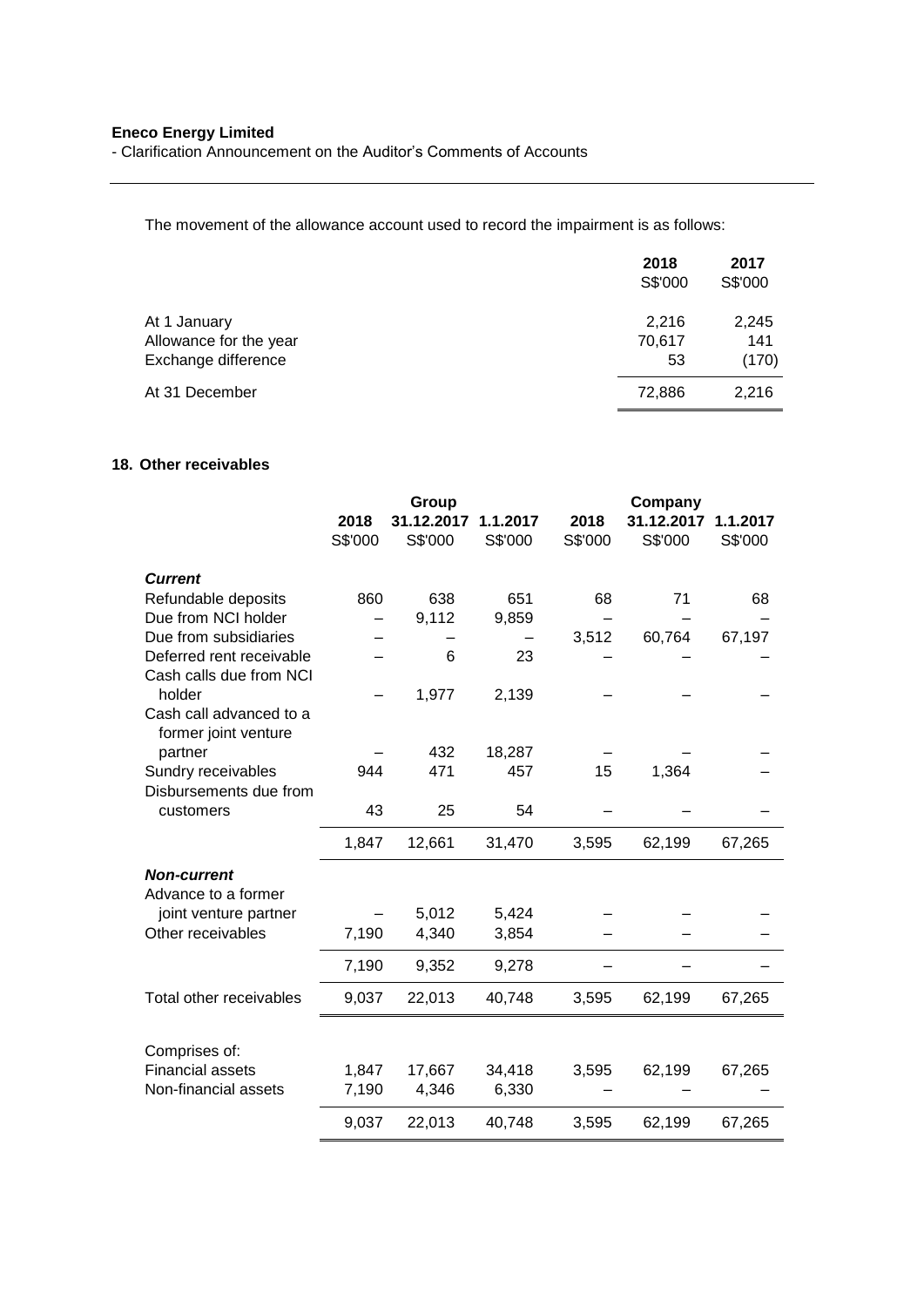The movement of the allowance account used to record the impairment is as follows:

| | 2018 S$'000 | 2017 S$'000 |
|---|---|---|
| At 1 January | 2,216 | 2,245 |
| Allowance for the year | 70,617 | 141 |
| Exchange difference | 53 | (170) |
| At 31 December | 72,886 | 2,216 |

## 18. Other receivables

| | Group | | | Company | | |
|---|---|---|---|---|---|---|
| | 2018 S$'000 | 31.12.2017 S$'000 | 1.1.2017 S$'000 | 2018 S$'000 | 31.12.2017 S$'000 | 1.1.2017 S$'000 |
| ***Current*** | | | | | | |
| Refundable deposits | 860 | 638 | 651 | 68 | 71 | 68 |
| Due from NCI holder | – | 9,112 | 9,859 | – | – | – |
| Due from subsidiaries | – | – | – | 3,512 | 60,764 | 67,197 |
| Deferred rent receivable | – | 6 | 23 | – | – | – |
| Cash calls due from NCI holder | – | 1,977 | 2,139 | – | – | – |
| Cash call advanced to a former joint venture partner | – | 432 | 18,287 | – | – | – |
| Sundry receivables | 944 | 471 | 457 | 15 | 1,364 | – |
| Disbursements due from customers | 43 | 25 | 54 | – | – | – |
| | 1,847 | 12,661 | 31,470 | 3,595 | 62,199 | 67,265 |
| ***Non-current*** | | | | | | |
| Advance to a former joint venture partner | – | 5,012 | 5,424 | – | – | – |
| Other receivables | 7,190 | 4,340 | 3,854 | – | – | – |
| | 7,190 | 9,352 | 9,278 | – | – | – |
| Total other receivables | 9,037 | 22,013 | 40,748 | 3,595 | 62,199 | 67,265 |
| | | | | | | |
| Comprises of: | | | | | | |
| Financial assets | 1,847 | 17,667 | 34,418 | 3,595 | 62,199 | 67,265 |
| Non-financial assets | 7,190 | 4,346 | 6,330 | – | – | – |
| | 9,037 | 22,013 | 40,748 | 3,595 | 62,199 | 67,265 |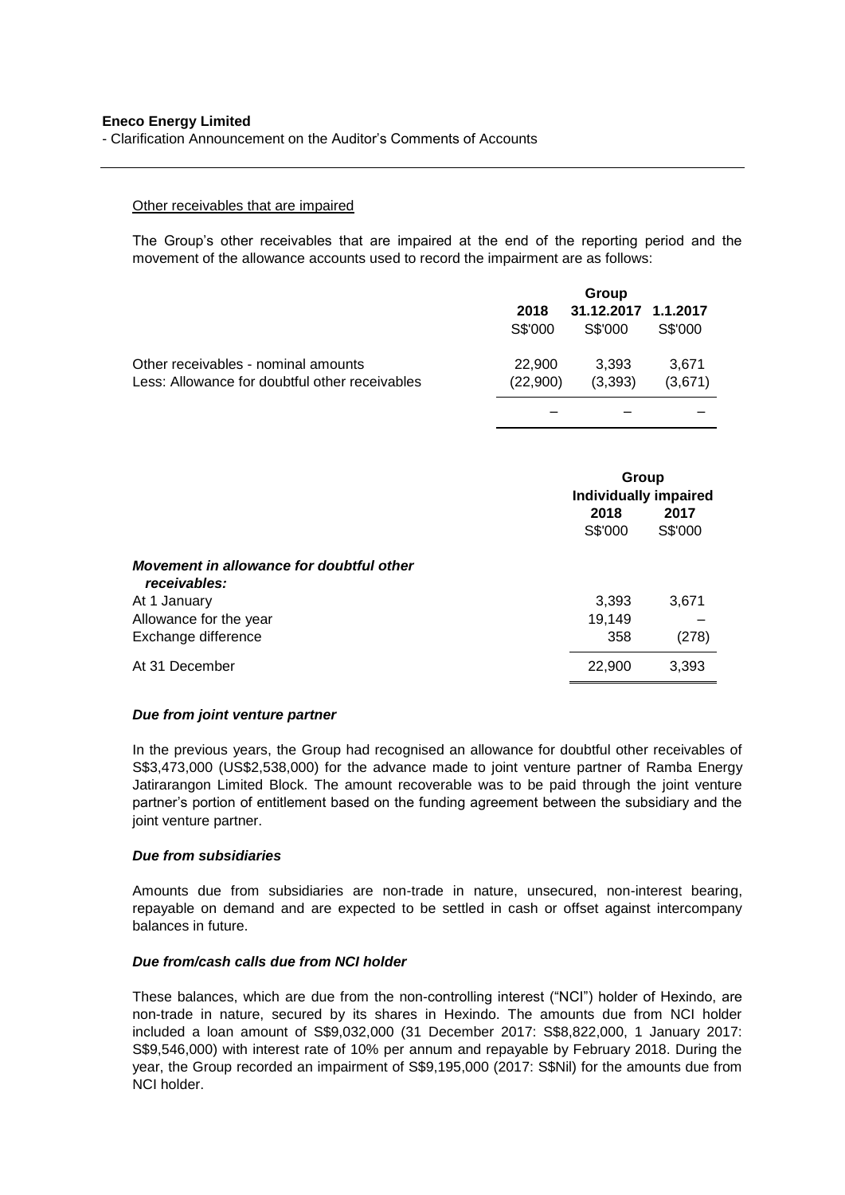**Eneco Energy Limited**
- Clarification Announcement on the Auditor's Comments of Accounts

Other receivables that are impaired

The Group's other receivables that are impaired at the end of the reporting period and the movement of the allowance accounts used to record the impairment are as follows:

| | Group | | |
|---|---|---|---|
| | 2018 | 31.12.2017 | 1.1.2017 |
| | S$'000 | S$'000 | S$'000 |
| Other receivables - nominal amounts | 22,900 | 3,393 | 3,671 |
| Less: Allowance for doubtful other receivables | (22,900) | (3,393) | (3,671) |
| | – | – | – |

| | Group | |
|---|---|---|
| | Individually impaired | |
| | 2018 | 2017 |
| | S$'000 | S$'000 |
| ***Movement in allowance for doubtful other receivables:*** | | |
| At 1 January | 3,393 | 3,671 |
| Allowance for the year | 19,149 | – |
| Exchange difference | 358 | (278) |
| At 31 December | 22,900 | 3,393 |

***Due from joint venture partner***

In the previous years, the Group had recognised an allowance for doubtful other receivables of S$3,473,000 (US$2,538,000) for the advance made to joint venture partner of Ramba Energy Jatirarangon Limited Block. The amount recoverable was to be paid through the joint venture partner's portion of entitlement based on the funding agreement between the subsidiary and the joint venture partner.

***Due from subsidiaries***

Amounts due from subsidiaries are non-trade in nature, unsecured, non-interest bearing, repayable on demand and are expected to be settled in cash or offset against intercompany balances in future.

***Due from/cash calls due from NCI holder***

These balances, which are due from the non-controlling interest ("NCI") holder of Hexindo, are non-trade in nature, secured by its shares in Hexindo. The amounts due from NCI holder included a loan amount of S$9,032,000 (31 December 2017: S$8,822,000, 1 January 2017: S$9,546,000) with interest rate of 10% per annum and repayable by February 2018. During the year, the Group recorded an impairment of S$9,195,000 (2017: S$Nil) for the amounts due from NCI holder.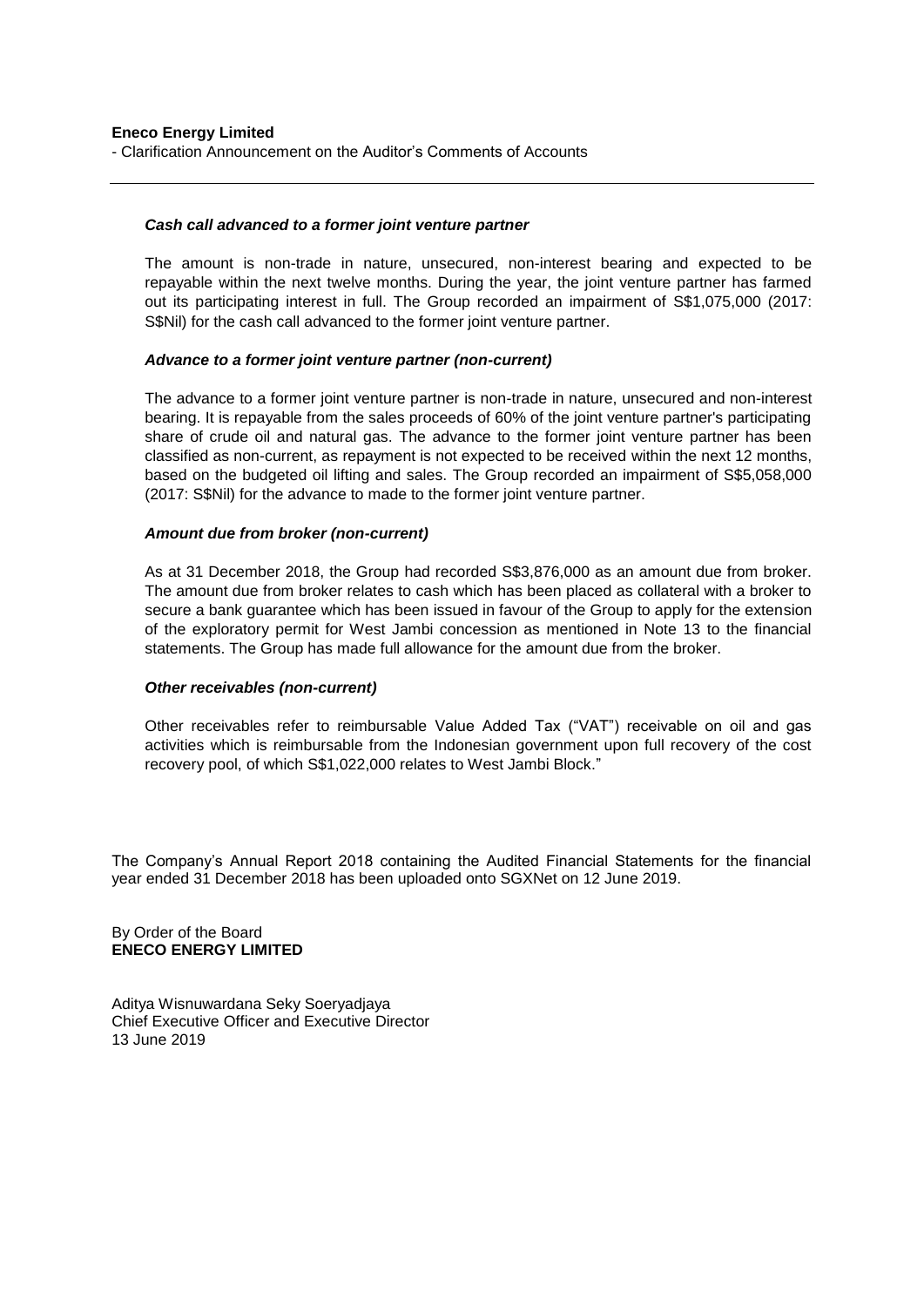*Cash call advanced to a former joint venture partner*

The amount is non-trade in nature, unsecured, non-interest bearing and expected to be repayable within the next twelve months. During the year, the joint venture partner has farmed out its participating interest in full. The Group recorded an impairment of S$1,075,000 (2017: S$Nil) for the cash call advanced to the former joint venture partner.

*Advance to a former joint venture partner (non-current)*

The advance to a former joint venture partner is non-trade in nature, unsecured and non-interest bearing. It is repayable from the sales proceeds of 60% of the joint venture partner's participating share of crude oil and natural gas. The advance to the former joint venture partner has been classified as non-current, as repayment is not expected to be received within the next 12 months, based on the budgeted oil lifting and sales. The Group recorded an impairment of S$5,058,000 (2017: S$Nil) for the advance to made to the former joint venture partner.

*Amount due from broker (non-current)*

As at 31 December 2018, the Group had recorded S$3,876,000 as an amount due from broker. The amount due from broker relates to cash which has been placed as collateral with a broker to secure a bank guarantee which has been issued in favour of the Group to apply for the extension of the exploratory permit for West Jambi concession as mentioned in Note 13 to the financial statements. The Group has made full allowance for the amount due from the broker.

*Other receivables (non-current)*

Other receivables refer to reimbursable Value Added Tax ("VAT") receivable on oil and gas activities which is reimbursable from the Indonesian government upon full recovery of the cost recovery pool, of which S$1,022,000 relates to West Jambi Block."

The Company's Annual Report 2018 containing the Audited Financial Statements for the financial year ended 31 December 2018 has been uploaded onto SGXNet on 12 June 2019.

By Order of the Board
**ENECO ENERGY LIMITED**

Aditya Wisnuwardana Seky Soeryadjaya
Chief Executive Officer and Executive Director
13 June 2019